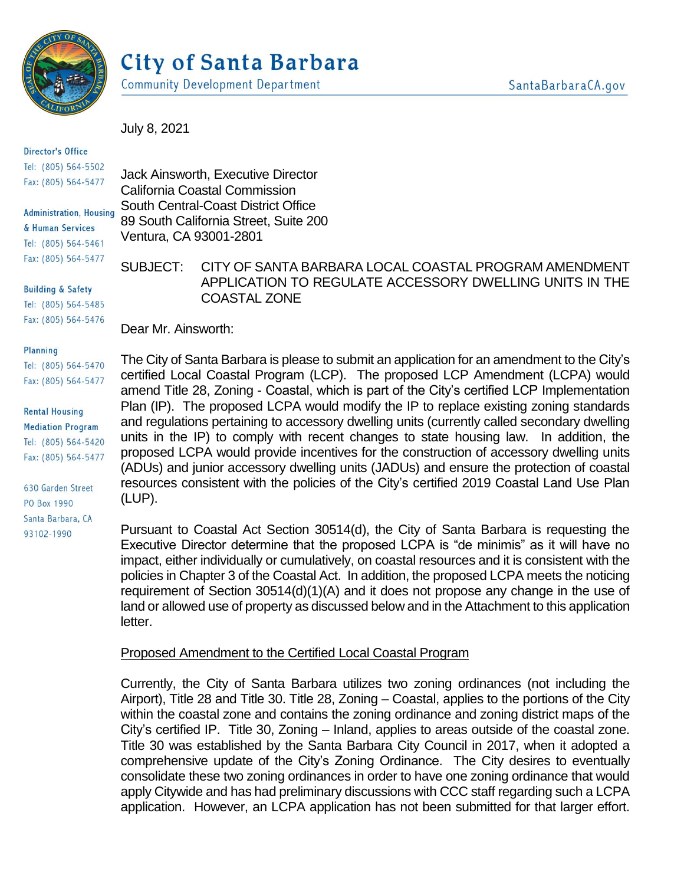# City of Santa Barbara

Community Development Department

SantaBarbaraCA.gov

Director's Office
Tel: (805) 564-5502
Fax: (805) 564-5477

Administration, Housing & Human Services
Tel: (805) 564-5461
Fax: (805) 564-5477

Building & Safety
Tel: (805) 564-5485
Fax: (805) 564-5476

Planning
Tel: (805) 564-5470
Fax: (805) 564-5477

Rental Housing Mediation Program
Tel: (805) 564-5420
Fax: (805) 564-5477

630 Garden Street
PO Box 1990
Santa Barbara, CA
93102-1990

July 8, 2021

Jack Ainsworth, Executive Director
California Coastal Commission
South Central-Coast District Office
89 South California Street, Suite 200
Ventura, CA 93001-2801

SUBJECT: CITY OF SANTA BARBARA LOCAL COASTAL PROGRAM AMENDMENT APPLICATION TO REGULATE ACCESSORY DWELLING UNITS IN THE COASTAL ZONE

Dear Mr. Ainsworth:

The City of Santa Barbara is please to submit an application for an amendment to the City's certified Local Coastal Program (LCP). The proposed LCP Amendment (LCPA) would amend Title 28, Zoning - Coastal, which is part of the City's certified LCP Implementation Plan (IP). The proposed LCPA would modify the IP to replace existing zoning standards and regulations pertaining to accessory dwelling units (currently called secondary dwelling units in the IP) to comply with recent changes to state housing law. In addition, the proposed LCPA would provide incentives for the construction of accessory dwelling units (ADUs) and junior accessory dwelling units (JADUs) and ensure the protection of coastal resources consistent with the policies of the City's certified 2019 Coastal Land Use Plan (LUP).

Pursuant to Coastal Act Section 30514(d), the City of Santa Barbara is requesting the Executive Director determine that the proposed LCPA is "de minimis" as it will have no impact, either individually or cumulatively, on coastal resources and it is consistent with the policies in Chapter 3 of the Coastal Act. In addition, the proposed LCPA meets the noticing requirement of Section 30514(d)(1)(A) and it does not propose any change in the use of land or allowed use of property as discussed below and in the Attachment to this application letter.

## Proposed Amendment to the Certified Local Coastal Program

Currently, the City of Santa Barbara utilizes two zoning ordinances (not including the Airport), Title 28 and Title 30. Title 28, Zoning – Coastal, applies to the portions of the City within the coastal zone and contains the zoning ordinance and zoning district maps of the City's certified IP. Title 30, Zoning – Inland, applies to areas outside of the coastal zone. Title 30 was established by the Santa Barbara City Council in 2017, when it adopted a comprehensive update of the City's Zoning Ordinance. The City desires to eventually consolidate these two zoning ordinances in order to have one zoning ordinance that would apply Citywide and has had preliminary discussions with CCC staff regarding such a LCPA application. However, an LCPA application has not been submitted for that larger effort.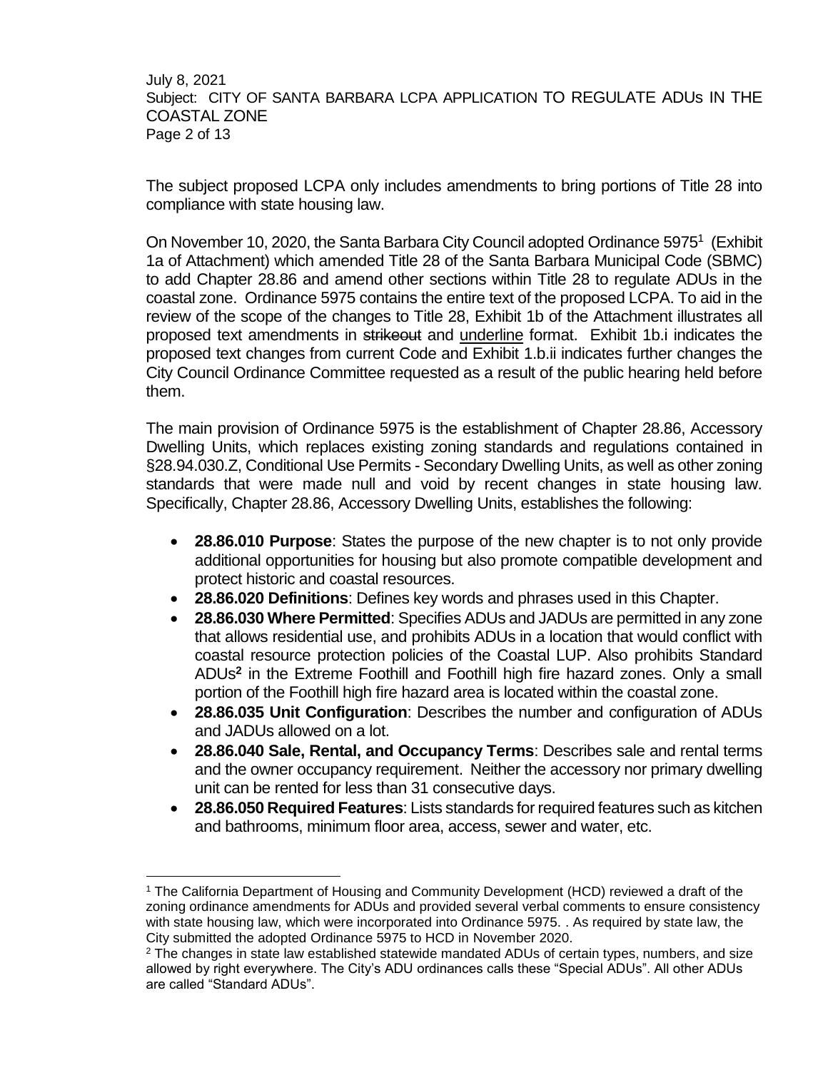The subject proposed LCPA only includes amendments to bring portions of Title 28 into compliance with state housing law.

On November 10, 2020, the Santa Barbara City Council adopted Ordinance 5975[1] (Exhibit 1a of Attachment) which amended Title 28 of the Santa Barbara Municipal Code (SBMC) to add Chapter 28.86 and amend other sections within Title 28 to regulate ADUs in the coastal zone. Ordinance 5975 contains the entire text of the proposed LCPA. To aid in the review of the scope of the changes to Title 28, Exhibit 1b of the Attachment illustrates all proposed text amendments in ~~strikeout~~ and <u>underline</u> format. Exhibit 1b.i indicates the proposed text changes from current Code and Exhibit 1.b.ii indicates further changes the City Council Ordinance Committee requested as a result of the public hearing held before them.

The main provision of Ordinance 5975 is the establishment of Chapter 28.86, Accessory Dwelling Units, which replaces existing zoning standards and regulations contained in §28.94.030.Z, Conditional Use Permits - Secondary Dwelling Units, as well as other zoning standards that were made null and void by recent changes in state housing law. Specifically, Chapter 28.86, Accessory Dwelling Units, establishes the following:

- **28.86.010 Purpose**: States the purpose of the new chapter is to not only provide additional opportunities for housing but also promote compatible development and protect historic and coastal resources.
- **28.86.020 Definitions**: Defines key words and phrases used in this Chapter.
- **28.86.030 Where Permitted**: Specifies ADUs and JADUs are permitted in any zone that allows residential use, and prohibits ADUs in a location that would conflict with coastal resource protection policies of the Coastal LUP. Also prohibits Standard ADUs[2] in the Extreme Foothill and Foothill high fire hazard zones. Only a small portion of the Foothill high fire hazard area is located within the coastal zone.
- **28.86.035 Unit Configuration**: Describes the number and configuration of ADUs and JADUs allowed on a lot.
- **28.86.040 Sale, Rental, and Occupancy Terms**: Describes sale and rental terms and the owner occupancy requirement. Neither the accessory nor primary dwelling unit can be rented for less than 31 consecutive days.
- **28.86.050 Required Features**: Lists standards for required features such as kitchen and bathrooms, minimum floor area, access, sewer and water, etc.

---

[1] The California Department of Housing and Community Development (HCD) reviewed a draft of the zoning ordinance amendments for ADUs and provided several verbal comments to ensure consistency with state housing law, which were incorporated into Ordinance 5975. . As required by state law, the City submitted the adopted Ordinance 5975 to HCD in November 2020.

[2] The changes in state law established statewide mandated ADUs of certain types, numbers, and size allowed by right everywhere. The City's ADU ordinances calls these "Special ADUs". All other ADUs are called "Standard ADUs".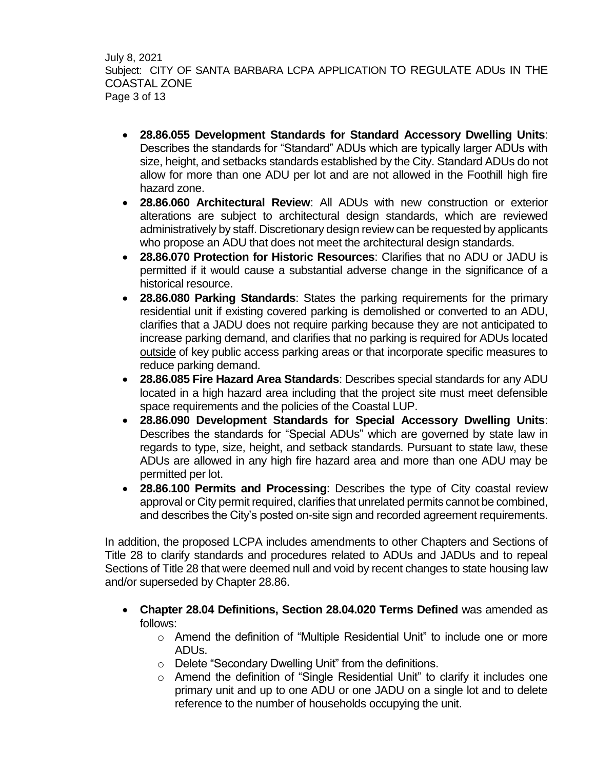- **28.86.055 Development Standards for Standard Accessory Dwelling Units**: Describes the standards for "Standard" ADUs which are typically larger ADUs with size, height, and setbacks standards established by the City. Standard ADUs do not allow for more than one ADU per lot and are not allowed in the Foothill high fire hazard zone.
- **28.86.060 Architectural Review**: All ADUs with new construction or exterior alterations are subject to architectural design standards, which are reviewed administratively by staff. Discretionary design review can be requested by applicants who propose an ADU that does not meet the architectural design standards.
- **28.86.070 Protection for Historic Resources**: Clarifies that no ADU or JADU is permitted if it would cause a substantial adverse change in the significance of a historical resource.
- **28.86.080 Parking Standards**: States the parking requirements for the primary residential unit if existing covered parking is demolished or converted to an ADU, clarifies that a JADU does not require parking because they are not anticipated to increase parking demand, and clarifies that no parking is required for ADUs located <u>outside</u> of key public access parking areas or that incorporate specific measures to reduce parking demand.
- **28.86.085 Fire Hazard Area Standards**: Describes special standards for any ADU located in a high hazard area including that the project site must meet defensible space requirements and the policies of the Coastal LUP.
- **28.86.090 Development Standards for Special Accessory Dwelling Units**: Describes the standards for "Special ADUs" which are governed by state law in regards to type, size, height, and setback standards. Pursuant to state law, these ADUs are allowed in any high fire hazard area and more than one ADU may be permitted per lot.
- **28.86.100 Permits and Processing**: Describes the type of City coastal review approval or City permit required, clarifies that unrelated permits cannot be combined, and describes the City's posted on-site sign and recorded agreement requirements.

In addition, the proposed LCPA includes amendments to other Chapters and Sections of Title 28 to clarify standards and procedures related to ADUs and JADUs and to repeal Sections of Title 28 that were deemed null and void by recent changes to state housing law and/or superseded by Chapter 28.86.

- **Chapter 28.04 Definitions, Section 28.04.020 Terms Defined** was amended as follows:
  - Amend the definition of "Multiple Residential Unit" to include one or more ADUs.
  - Delete "Secondary Dwelling Unit" from the definitions.
  - Amend the definition of "Single Residential Unit" to clarify it includes one primary unit and up to one ADU or one JADU on a single lot and to delete reference to the number of households occupying the unit.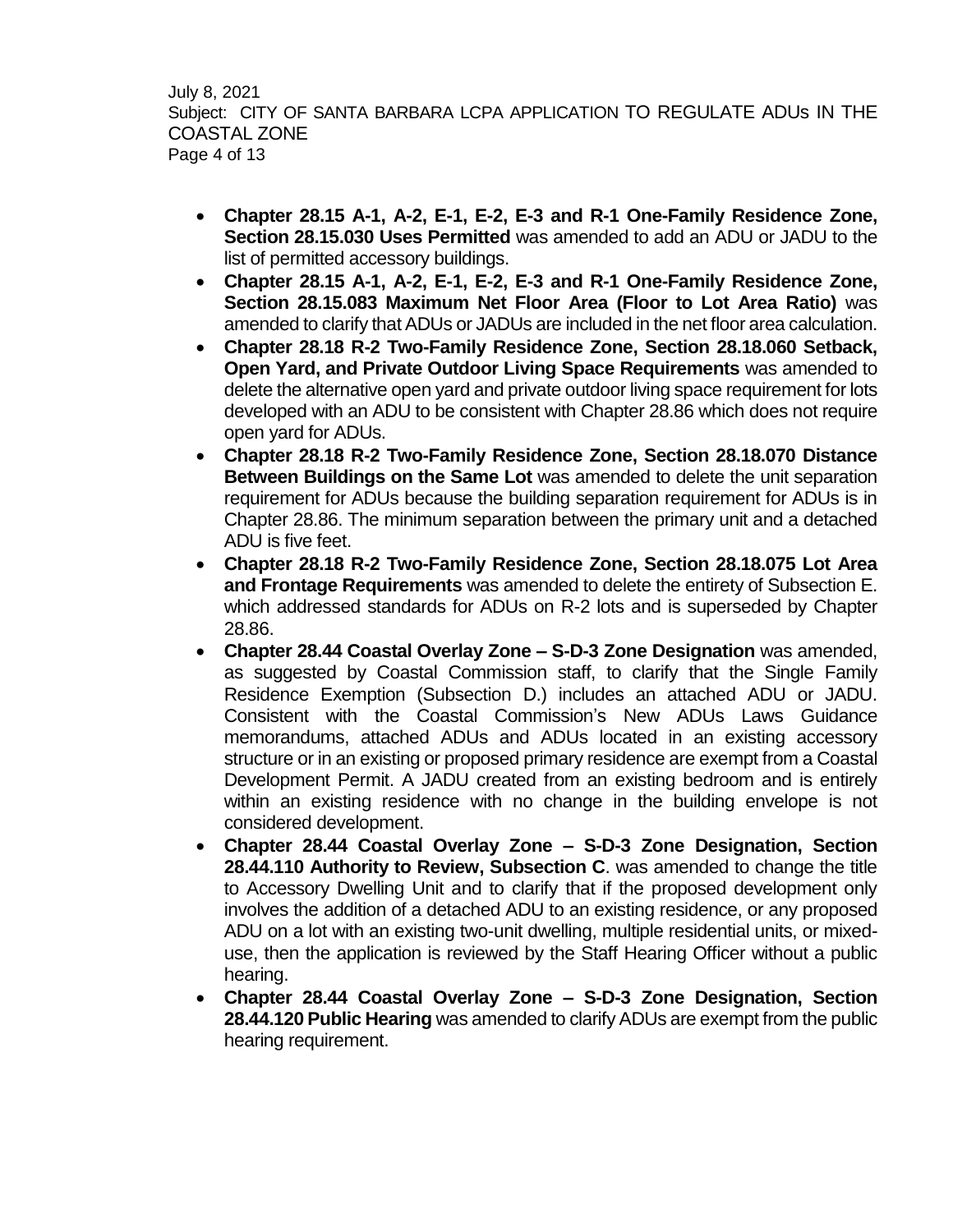- **Chapter 28.15 A-1, A-2, E-1, E-2, E-3 and R-1 One-Family Residence Zone, Section 28.15.030 Uses Permitted** was amended to add an ADU or JADU to the list of permitted accessory buildings.
- **Chapter 28.15 A-1, A-2, E-1, E-2, E-3 and R-1 One-Family Residence Zone, Section 28.15.083 Maximum Net Floor Area (Floor to Lot Area Ratio)** was amended to clarify that ADUs or JADUs are included in the net floor area calculation.
- **Chapter 28.18 R-2 Two-Family Residence Zone, Section 28.18.060 Setback, Open Yard, and Private Outdoor Living Space Requirements** was amended to delete the alternative open yard and private outdoor living space requirement for lots developed with an ADU to be consistent with Chapter 28.86 which does not require open yard for ADUs.
- **Chapter 28.18 R-2 Two-Family Residence Zone, Section 28.18.070 Distance Between Buildings on the Same Lot** was amended to delete the unit separation requirement for ADUs because the building separation requirement for ADUs is in Chapter 28.86. The minimum separation between the primary unit and a detached ADU is five feet.
- **Chapter 28.18 R-2 Two-Family Residence Zone, Section 28.18.075 Lot Area and Frontage Requirements** was amended to delete the entirety of Subsection E. which addressed standards for ADUs on R-2 lots and is superseded by Chapter 28.86.
- **Chapter 28.44 Coastal Overlay Zone – S-D-3 Zone Designation** was amended, as suggested by Coastal Commission staff, to clarify that the Single Family Residence Exemption (Subsection D.) includes an attached ADU or JADU. Consistent with the Coastal Commission's New ADUs Laws Guidance memorandums, attached ADUs and ADUs located in an existing accessory structure or in an existing or proposed primary residence are exempt from a Coastal Development Permit. A JADU created from an existing bedroom and is entirely within an existing residence with no change in the building envelope is not considered development.
- **Chapter 28.44 Coastal Overlay Zone – S-D-3 Zone Designation, Section 28.44.110 Authority to Review, Subsection C**. was amended to change the title to Accessory Dwelling Unit and to clarify that if the proposed development only involves the addition of a detached ADU to an existing residence, or any proposed ADU on a lot with an existing two-unit dwelling, multiple residential units, or mixed-use, then the application is reviewed by the Staff Hearing Officer without a public hearing.
- **Chapter 28.44 Coastal Overlay Zone – S-D-3 Zone Designation, Section 28.44.120 Public Hearing** was amended to clarify ADUs are exempt from the public hearing requirement.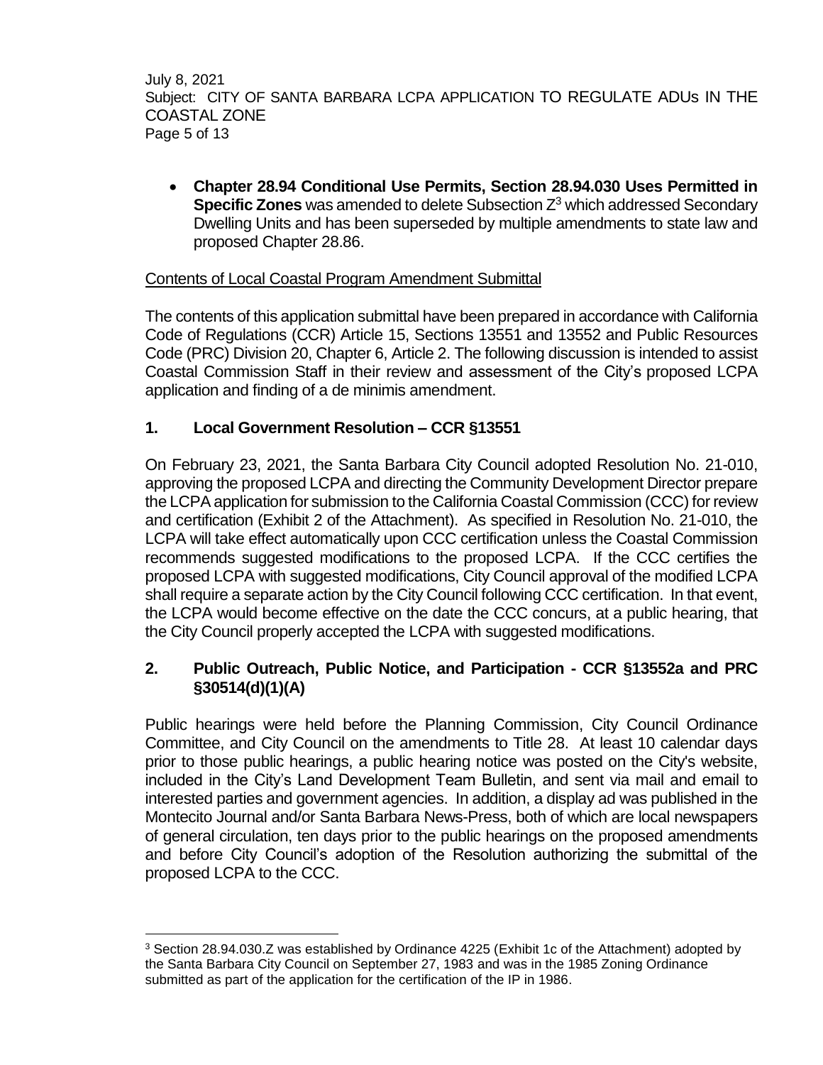- **Chapter 28.94 Conditional Use Permits, Section 28.94.030 Uses Permitted in Specific Zones** was amended to delete Subsection Z[3] which addressed Secondary Dwelling Units and has been superseded by multiple amendments to state law and proposed Chapter 28.86.

Contents of Local Coastal Program Amendment Submittal

The contents of this application submittal have been prepared in accordance with California Code of Regulations (CCR) Article 15, Sections 13551 and 13552 and Public Resources Code (PRC) Division 20, Chapter 6, Article 2. The following discussion is intended to assist Coastal Commission Staff in their review and assessment of the City's proposed LCPA application and finding of a de minimis amendment.

### 1. Local Government Resolution – CCR §13551

On February 23, 2021, the Santa Barbara City Council adopted Resolution No. 21-010, approving the proposed LCPA and directing the Community Development Director prepare the LCPA application for submission to the California Coastal Commission (CCC) for review and certification (Exhibit 2 of the Attachment). As specified in Resolution No. 21-010, the LCPA will take effect automatically upon CCC certification unless the Coastal Commission recommends suggested modifications to the proposed LCPA. If the CCC certifies the proposed LCPA with suggested modifications, City Council approval of the modified LCPA shall require a separate action by the City Council following CCC certification. In that event, the LCPA would become effective on the date the CCC concurs, at a public hearing, that the City Council properly accepted the LCPA with suggested modifications.

### 2. Public Outreach, Public Notice, and Participation - CCR §13552a and PRC §30514(d)(1)(A)

Public hearings were held before the Planning Commission, City Council Ordinance Committee, and City Council on the amendments to Title 28. At least 10 calendar days prior to those public hearings, a public hearing notice was posted on the City's website, included in the City's Land Development Team Bulletin, and sent via mail and email to interested parties and government agencies. In addition, a display ad was published in the Montecito Journal and/or Santa Barbara News-Press, both of which are local newspapers of general circulation, ten days prior to the public hearings on the proposed amendments and before City Council's adoption of the Resolution authorizing the submittal of the proposed LCPA to the CCC.

[3] Section 28.94.030.Z was established by Ordinance 4225 (Exhibit 1c of the Attachment) adopted by the Santa Barbara City Council on September 27, 1983 and was in the 1985 Zoning Ordinance submitted as part of the application for the certification of the IP in 1986.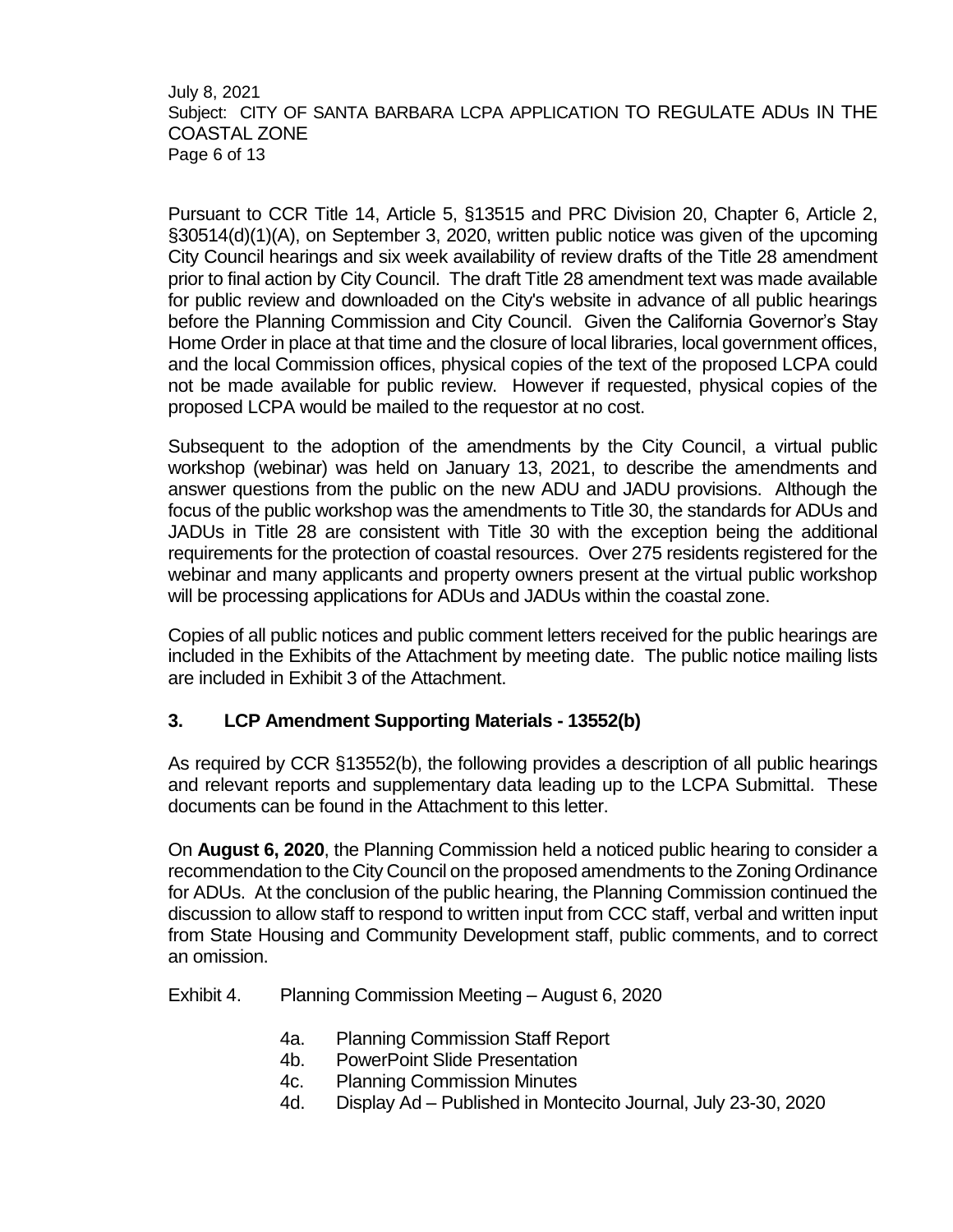Pursuant to CCR Title 14, Article 5, §13515 and PRC Division 20, Chapter 6, Article 2, §30514(d)(1)(A), on September 3, 2020, written public notice was given of the upcoming City Council hearings and six week availability of review drafts of the Title 28 amendment prior to final action by City Council. The draft Title 28 amendment text was made available for public review and downloaded on the City's website in advance of all public hearings before the Planning Commission and City Council. Given the California Governor's Stay Home Order in place at that time and the closure of local libraries, local government offices, and the local Commission offices, physical copies of the text of the proposed LCPA could not be made available for public review. However if requested, physical copies of the proposed LCPA would be mailed to the requestor at no cost.

Subsequent to the adoption of the amendments by the City Council, a virtual public workshop (webinar) was held on January 13, 2021, to describe the amendments and answer questions from the public on the new ADU and JADU provisions. Although the focus of the public workshop was the amendments to Title 30, the standards for ADUs and JADUs in Title 28 are consistent with Title 30 with the exception being the additional requirements for the protection of coastal resources. Over 275 residents registered for the webinar and many applicants and property owners present at the virtual public workshop will be processing applications for ADUs and JADUs within the coastal zone.

Copies of all public notices and public comment letters received for the public hearings are included in the Exhibits of the Attachment by meeting date. The public notice mailing lists are included in Exhibit 3 of the Attachment.

## 3. LCP Amendment Supporting Materials - 13552(b)

As required by CCR §13552(b), the following provides a description of all public hearings and relevant reports and supplementary data leading up to the LCPA Submittal. These documents can be found in the Attachment to this letter.

On **August 6, 2020**, the Planning Commission held a noticed public hearing to consider a recommendation to the City Council on the proposed amendments to the Zoning Ordinance for ADUs. At the conclusion of the public hearing, the Planning Commission continued the discussion to allow staff to respond to written input from CCC staff, verbal and written input from State Housing and Community Development staff, public comments, and to correct an omission.

Exhibit 4. Planning Commission Meeting – August 6, 2020

- 4a. Planning Commission Staff Report
- 4b. PowerPoint Slide Presentation
- 4c. Planning Commission Minutes
- 4d. Display Ad – Published in Montecito Journal, July 23-30, 2020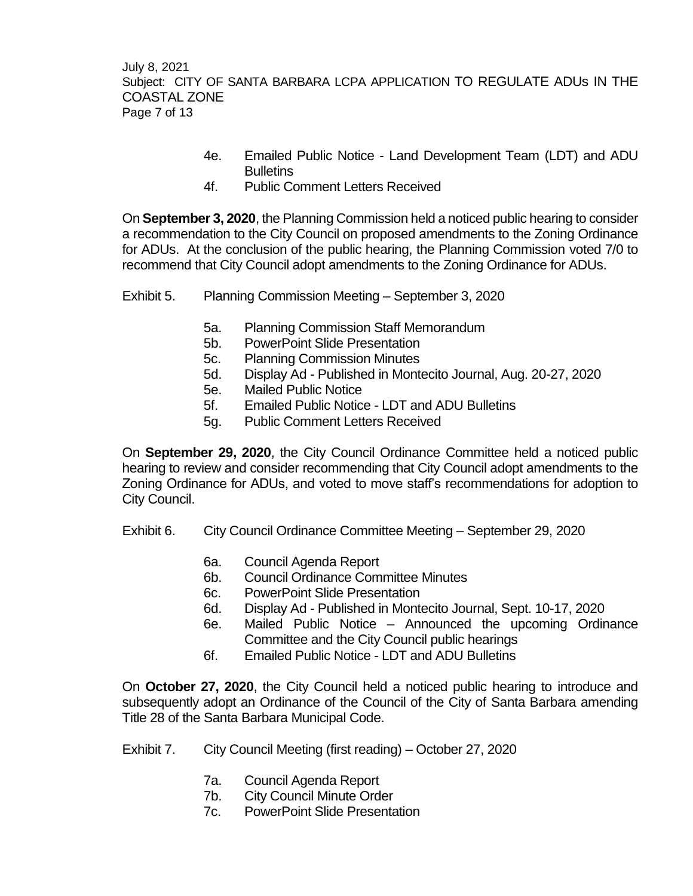4e. Emailed Public Notice - Land Development Team (LDT) and ADU Bulletins
4f. Public Comment Letters Received

On **September 3, 2020**, the Planning Commission held a noticed public hearing to consider a recommendation to the City Council on proposed amendments to the Zoning Ordinance for ADUs. At the conclusion of the public hearing, the Planning Commission voted 7/0 to recommend that City Council adopt amendments to the Zoning Ordinance for ADUs.

Exhibit 5. Planning Commission Meeting – September 3, 2020

- 5a. Planning Commission Staff Memorandum
- 5b. PowerPoint Slide Presentation
- 5c. Planning Commission Minutes
- 5d. Display Ad - Published in Montecito Journal, Aug. 20-27, 2020
- 5e. Mailed Public Notice
- 5f. Emailed Public Notice - LDT and ADU Bulletins
- 5g. Public Comment Letters Received

On **September 29, 2020**, the City Council Ordinance Committee held a noticed public hearing to review and consider recommending that City Council adopt amendments to the Zoning Ordinance for ADUs, and voted to move staff's recommendations for adoption to City Council.

Exhibit 6. City Council Ordinance Committee Meeting – September 29, 2020

- 6a. Council Agenda Report
- 6b. Council Ordinance Committee Minutes
- 6c. PowerPoint Slide Presentation
- 6d. Display Ad - Published in Montecito Journal, Sept. 10-17, 2020
- 6e. Mailed Public Notice – Announced the upcoming Ordinance Committee and the City Council public hearings
- 6f. Emailed Public Notice - LDT and ADU Bulletins

On **October 27, 2020**, the City Council held a noticed public hearing to introduce and subsequently adopt an Ordinance of the Council of the City of Santa Barbara amending Title 28 of the Santa Barbara Municipal Code.

Exhibit 7. City Council Meeting (first reading) – October 27, 2020

- 7a. Council Agenda Report
- 7b. City Council Minute Order
- 7c. PowerPoint Slide Presentation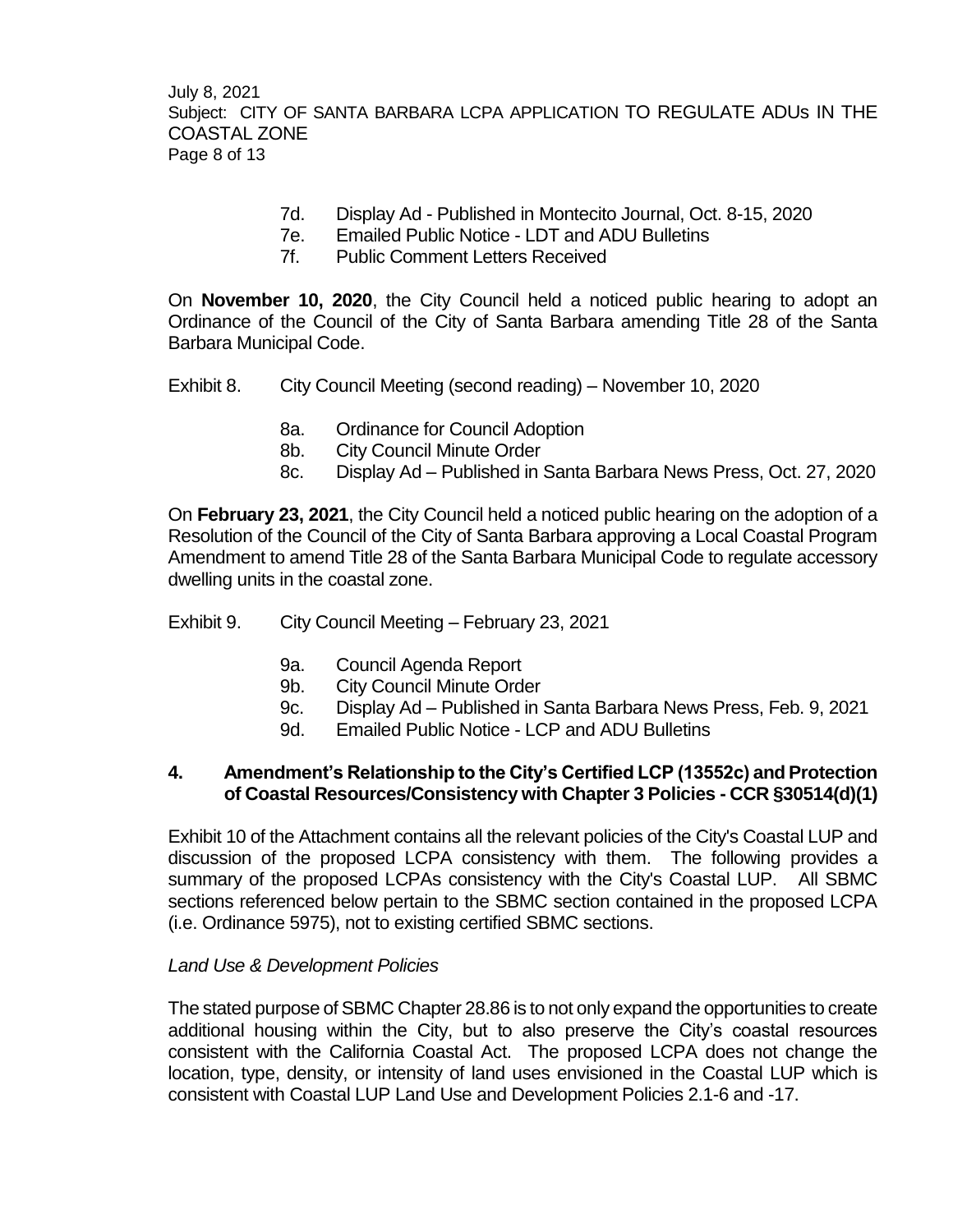7d. Display Ad - Published in Montecito Journal, Oct. 8-15, 2020
7e. Emailed Public Notice - LDT and ADU Bulletins
7f. Public Comment Letters Received

On **November 10, 2020**, the City Council held a noticed public hearing to adopt an Ordinance of the Council of the City of Santa Barbara amending Title 28 of the Santa Barbara Municipal Code.

Exhibit 8. City Council Meeting (second reading) – November 10, 2020

8a. Ordinance for Council Adoption
8b. City Council Minute Order
8c. Display Ad – Published in Santa Barbara News Press, Oct. 27, 2020

On **February 23, 2021**, the City Council held a noticed public hearing on the adoption of a Resolution of the Council of the City of Santa Barbara approving a Local Coastal Program Amendment to amend Title 28 of the Santa Barbara Municipal Code to regulate accessory dwelling units in the coastal zone.

Exhibit 9. City Council Meeting – February 23, 2021

9a. Council Agenda Report
9b. City Council Minute Order
9c. Display Ad – Published in Santa Barbara News Press, Feb. 9, 2021
9d. Emailed Public Notice - LCP and ADU Bulletins

### 4. Amendment's Relationship to the City's Certified LCP (13552c) and Protection of Coastal Resources/Consistency with Chapter 3 Policies - CCR §30514(d)(1)

Exhibit 10 of the Attachment contains all the relevant policies of the City's Coastal LUP and discussion of the proposed LCPA consistency with them. The following provides a summary of the proposed LCPAs consistency with the City's Coastal LUP. All SBMC sections referenced below pertain to the SBMC section contained in the proposed LCPA (i.e. Ordinance 5975), not to existing certified SBMC sections.

*Land Use & Development Policies*

The stated purpose of SBMC Chapter 28.86 is to not only expand the opportunities to create additional housing within the City, but to also preserve the City's coastal resources consistent with the California Coastal Act. The proposed LCPA does not change the location, type, density, or intensity of land uses envisioned in the Coastal LUP which is consistent with Coastal LUP Land Use and Development Policies 2.1-6 and -17.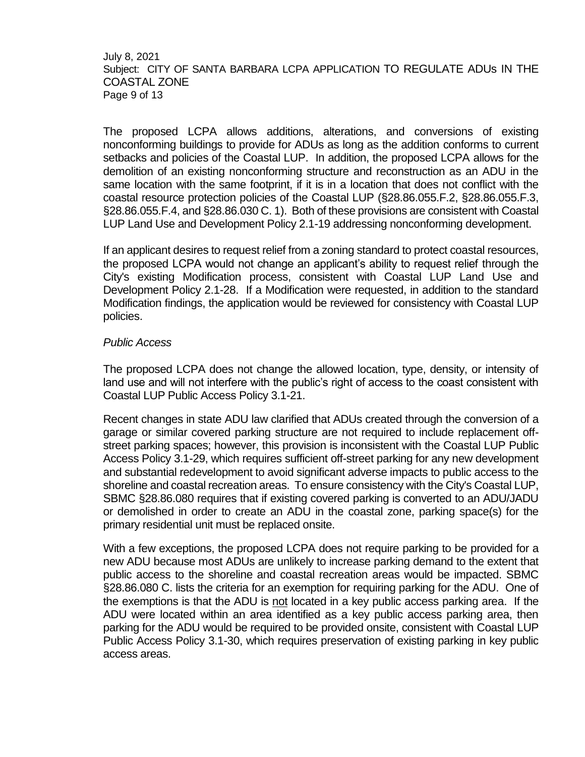The proposed LCPA allows additions, alterations, and conversions of existing nonconforming buildings to provide for ADUs as long as the addition conforms to current setbacks and policies of the Coastal LUP. In addition, the proposed LCPA allows for the demolition of an existing nonconforming structure and reconstruction as an ADU in the same location with the same footprint, if it is in a location that does not conflict with the coastal resource protection policies of the Coastal LUP (§28.86.055.F.2, §28.86.055.F.3, §28.86.055.F.4, and §28.86.030 C. 1). Both of these provisions are consistent with Coastal LUP Land Use and Development Policy 2.1-19 addressing nonconforming development.

If an applicant desires to request relief from a zoning standard to protect coastal resources, the proposed LCPA would not change an applicant's ability to request relief through the City's existing Modification process, consistent with Coastal LUP Land Use and Development Policy 2.1-28. If a Modification were requested, in addition to the standard Modification findings, the application would be reviewed for consistency with Coastal LUP policies.

*Public Access*

The proposed LCPA does not change the allowed location, type, density, or intensity of land use and will not interfere with the public's right of access to the coast consistent with Coastal LUP Public Access Policy 3.1-21.

Recent changes in state ADU law clarified that ADUs created through the conversion of a garage or similar covered parking structure are not required to include replacement off-street parking spaces; however, this provision is inconsistent with the Coastal LUP Public Access Policy 3.1-29, which requires sufficient off-street parking for any new development and substantial redevelopment to avoid significant adverse impacts to public access to the shoreline and coastal recreation areas. To ensure consistency with the City's Coastal LUP, SBMC §28.86.080 requires that if existing covered parking is converted to an ADU/JADU or demolished in order to create an ADU in the coastal zone, parking space(s) for the primary residential unit must be replaced onsite.

With a few exceptions, the proposed LCPA does not require parking to be provided for a new ADU because most ADUs are unlikely to increase parking demand to the extent that public access to the shoreline and coastal recreation areas would be impacted. SBMC §28.86.080 C. lists the criteria for an exemption for requiring parking for the ADU. One of the exemptions is that the ADU is <u>not</u> located in a key public access parking area. If the ADU were located within an area identified as a key public access parking area, then parking for the ADU would be required to be provided onsite, consistent with Coastal LUP Public Access Policy 3.1-30, which requires preservation of existing parking in key public access areas.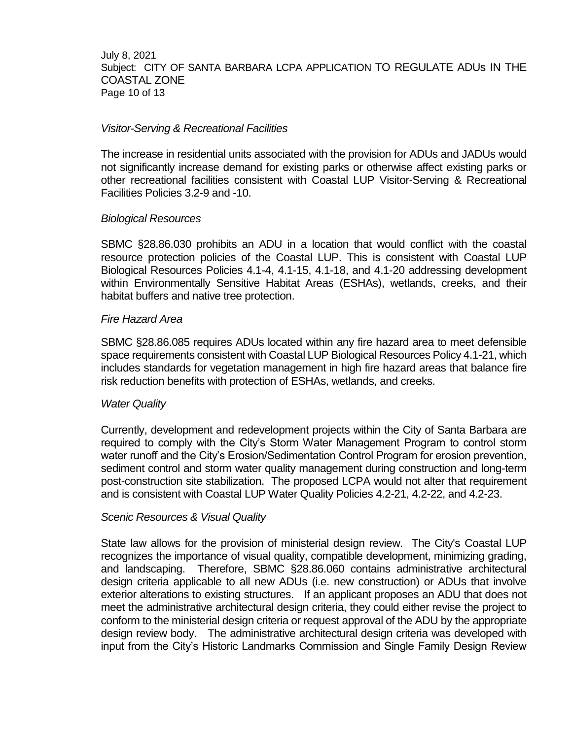*Visitor-Serving & Recreational Facilities*

The increase in residential units associated with the provision for ADUs and JADUs would not significantly increase demand for existing parks or otherwise affect existing parks or other recreational facilities consistent with Coastal LUP Visitor-Serving & Recreational Facilities Policies 3.2-9 and -10.

*Biological Resources*

SBMC §28.86.030 prohibits an ADU in a location that would conflict with the coastal resource protection policies of the Coastal LUP. This is consistent with Coastal LUP Biological Resources Policies 4.1-4, 4.1-15, 4.1-18, and 4.1-20 addressing development within Environmentally Sensitive Habitat Areas (ESHAs), wetlands, creeks, and their habitat buffers and native tree protection.

*Fire Hazard Area*

SBMC §28.86.085 requires ADUs located within any fire hazard area to meet defensible space requirements consistent with Coastal LUP Biological Resources Policy 4.1-21, which includes standards for vegetation management in high fire hazard areas that balance fire risk reduction benefits with protection of ESHAs, wetlands, and creeks.

*Water Quality*

Currently, development and redevelopment projects within the City of Santa Barbara are required to comply with the City's Storm Water Management Program to control storm water runoff and the City's Erosion/Sedimentation Control Program for erosion prevention, sediment control and storm water quality management during construction and long-term post-construction site stabilization. The proposed LCPA would not alter that requirement and is consistent with Coastal LUP Water Quality Policies 4.2-21, 4.2-22, and 4.2-23.

*Scenic Resources & Visual Quality*

State law allows for the provision of ministerial design review. The City's Coastal LUP recognizes the importance of visual quality, compatible development, minimizing grading, and landscaping. Therefore, SBMC §28.86.060 contains administrative architectural design criteria applicable to all new ADUs (i.e. new construction) or ADUs that involve exterior alterations to existing structures. If an applicant proposes an ADU that does not meet the administrative architectural design criteria, they could either revise the project to conform to the ministerial design criteria or request approval of the ADU by the appropriate design review body. The administrative architectural design criteria was developed with input from the City's Historic Landmarks Commission and Single Family Design Review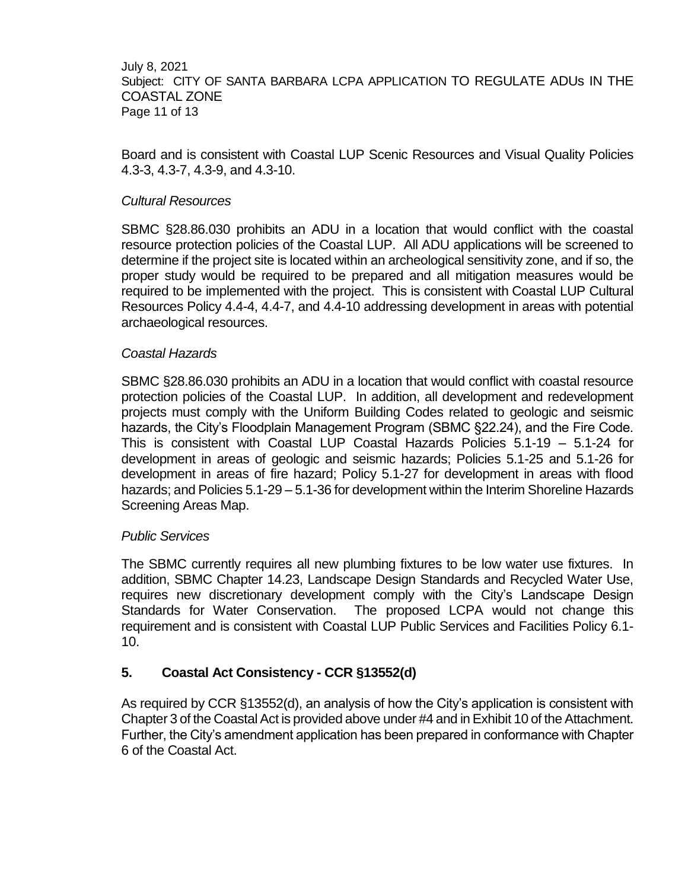Board and is consistent with Coastal LUP Scenic Resources and Visual Quality Policies 4.3-3, 4.3-7, 4.3-9, and 4.3-10.

*Cultural Resources*

SBMC §28.86.030 prohibits an ADU in a location that would conflict with the coastal resource protection policies of the Coastal LUP. All ADU applications will be screened to determine if the project site is located within an archeological sensitivity zone, and if so, the proper study would be required to be prepared and all mitigation measures would be required to be implemented with the project. This is consistent with Coastal LUP Cultural Resources Policy 4.4-4, 4.4-7, and 4.4-10 addressing development in areas with potential archaeological resources.

*Coastal Hazards*

SBMC §28.86.030 prohibits an ADU in a location that would conflict with coastal resource protection policies of the Coastal LUP. In addition, all development and redevelopment projects must comply with the Uniform Building Codes related to geologic and seismic hazards, the City's Floodplain Management Program (SBMC §22.24), and the Fire Code. This is consistent with Coastal LUP Coastal Hazards Policies 5.1-19 – 5.1-24 for development in areas of geologic and seismic hazards; Policies 5.1-25 and 5.1-26 for development in areas of fire hazard; Policy 5.1-27 for development in areas with flood hazards; and Policies 5.1-29 – 5.1-36 for development within the Interim Shoreline Hazards Screening Areas Map.

*Public Services*

The SBMC currently requires all new plumbing fixtures to be low water use fixtures. In addition, SBMC Chapter 14.23, Landscape Design Standards and Recycled Water Use, requires new discretionary development comply with the City's Landscape Design Standards for Water Conservation. The proposed LCPA would not change this requirement and is consistent with Coastal LUP Public Services and Facilities Policy 6.1-10.

## 5. Coastal Act Consistency - CCR §13552(d)

As required by CCR §13552(d), an analysis of how the City's application is consistent with Chapter 3 of the Coastal Act is provided above under #4 and in Exhibit 10 of the Attachment. Further, the City's amendment application has been prepared in conformance with Chapter 6 of the Coastal Act.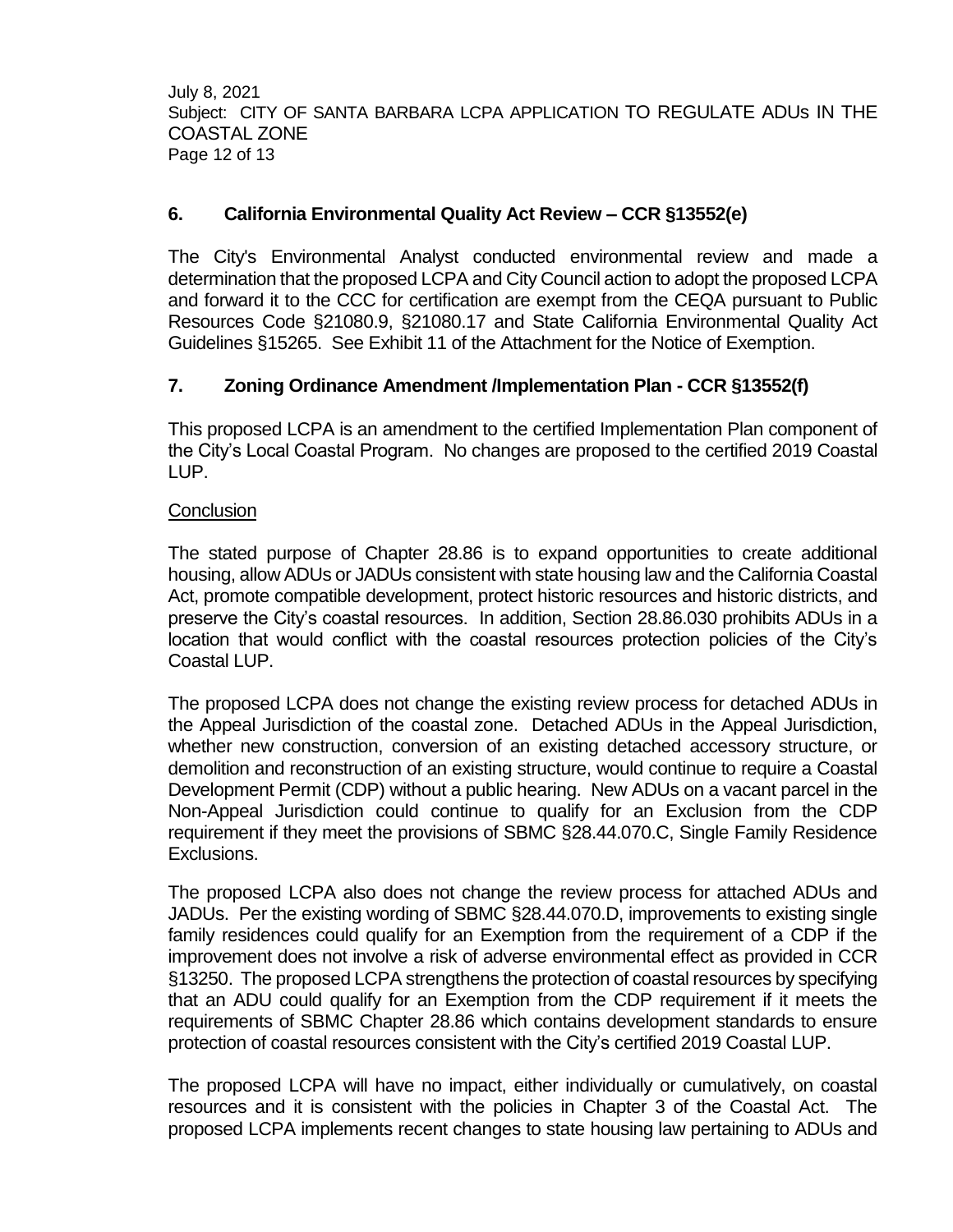## 6. California Environmental Quality Act Review – CCR §13552(e)

The City's Environmental Analyst conducted environmental review and made a determination that the proposed LCPA and City Council action to adopt the proposed LCPA and forward it to the CCC for certification are exempt from the CEQA pursuant to Public Resources Code §21080.9, §21080.17 and State California Environmental Quality Act Guidelines §15265. See Exhibit 11 of the Attachment for the Notice of Exemption.

## 7. Zoning Ordinance Amendment /Implementation Plan - CCR §13552(f)

This proposed LCPA is an amendment to the certified Implementation Plan component of the City's Local Coastal Program. No changes are proposed to the certified 2019 Coastal LUP.

Conclusion

The stated purpose of Chapter 28.86 is to expand opportunities to create additional housing, allow ADUs or JADUs consistent with state housing law and the California Coastal Act, promote compatible development, protect historic resources and historic districts, and preserve the City's coastal resources. In addition, Section 28.86.030 prohibits ADUs in a location that would conflict with the coastal resources protection policies of the City's Coastal LUP.

The proposed LCPA does not change the existing review process for detached ADUs in the Appeal Jurisdiction of the coastal zone. Detached ADUs in the Appeal Jurisdiction, whether new construction, conversion of an existing detached accessory structure, or demolition and reconstruction of an existing structure, would continue to require a Coastal Development Permit (CDP) without a public hearing. New ADUs on a vacant parcel in the Non-Appeal Jurisdiction could continue to qualify for an Exclusion from the CDP requirement if they meet the provisions of SBMC §28.44.070.C, Single Family Residence Exclusions.

The proposed LCPA also does not change the review process for attached ADUs and JADUs. Per the existing wording of SBMC §28.44.070.D, improvements to existing single family residences could qualify for an Exemption from the requirement of a CDP if the improvement does not involve a risk of adverse environmental effect as provided in CCR §13250. The proposed LCPA strengthens the protection of coastal resources by specifying that an ADU could qualify for an Exemption from the CDP requirement if it meets the requirements of SBMC Chapter 28.86 which contains development standards to ensure protection of coastal resources consistent with the City's certified 2019 Coastal LUP.

The proposed LCPA will have no impact, either individually or cumulatively, on coastal resources and it is consistent with the policies in Chapter 3 of the Coastal Act. The proposed LCPA implements recent changes to state housing law pertaining to ADUs and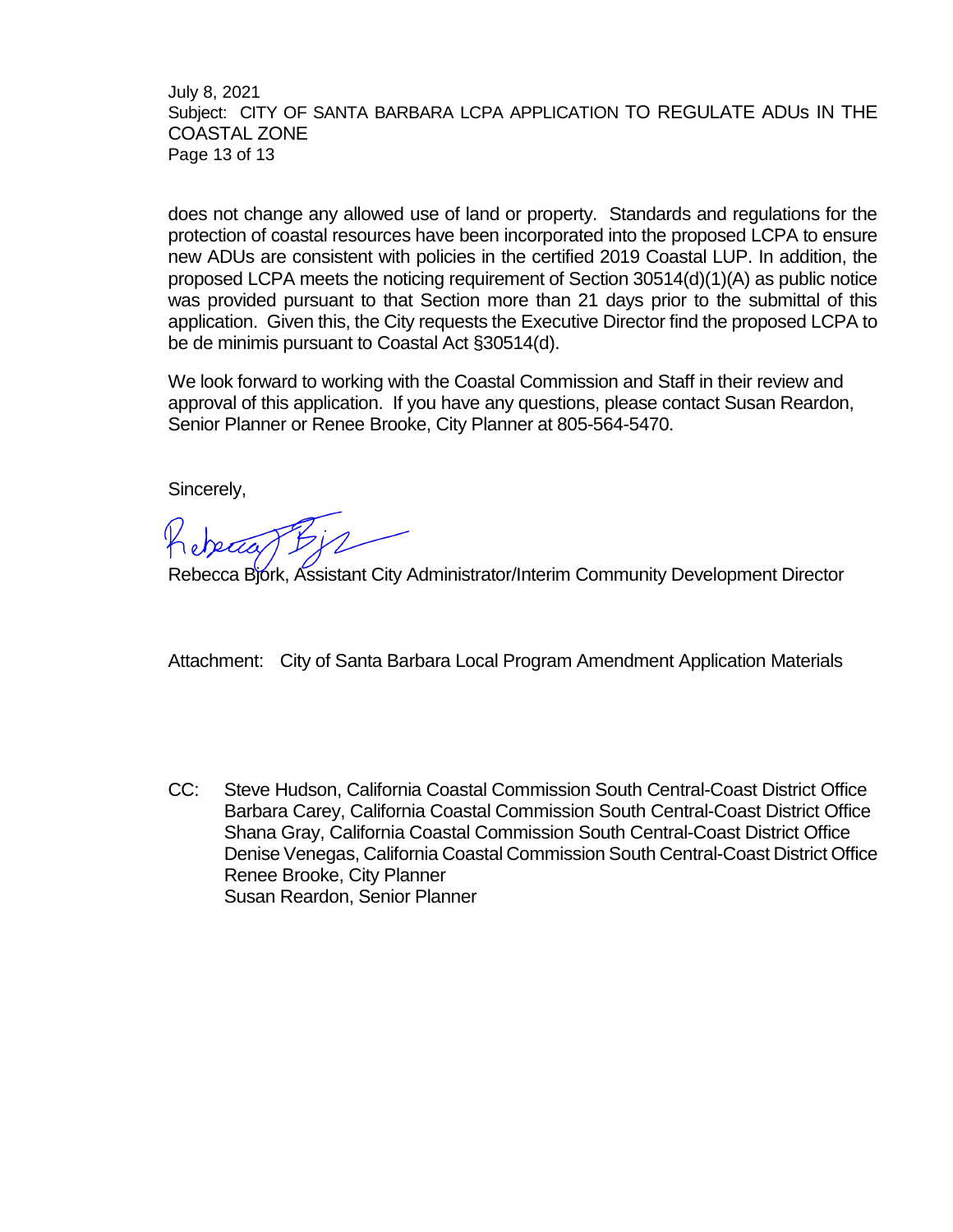does not change any allowed use of land or property. Standards and regulations for the protection of coastal resources have been incorporated into the proposed LCPA to ensure new ADUs are consistent with policies in the certified 2019 Coastal LUP. In addition, the proposed LCPA meets the noticing requirement of Section 30514(d)(1)(A) as public notice was provided pursuant to that Section more than 21 days prior to the submittal of this application. Given this, the City requests the Executive Director find the proposed LCPA to be de minimis pursuant to Coastal Act §30514(d).

We look forward to working with the Coastal Commission and Staff in their review and approval of this application. If you have any questions, please contact Susan Reardon, Senior Planner or Renee Brooke, City Planner at 805-564-5470.

Sincerely,

Rebecca Bjork, Assistant City Administrator/Interim Community Development Director

Attachment: City of Santa Barbara Local Program Amendment Application Materials

CC: Steve Hudson, California Coastal Commission South Central-Coast District Office
Barbara Carey, California Coastal Commission South Central-Coast District Office
Shana Gray, California Coastal Commission South Central-Coast District Office
Denise Venegas, California Coastal Commission South Central-Coast District Office
Renee Brooke, City Planner
Susan Reardon, Senior Planner